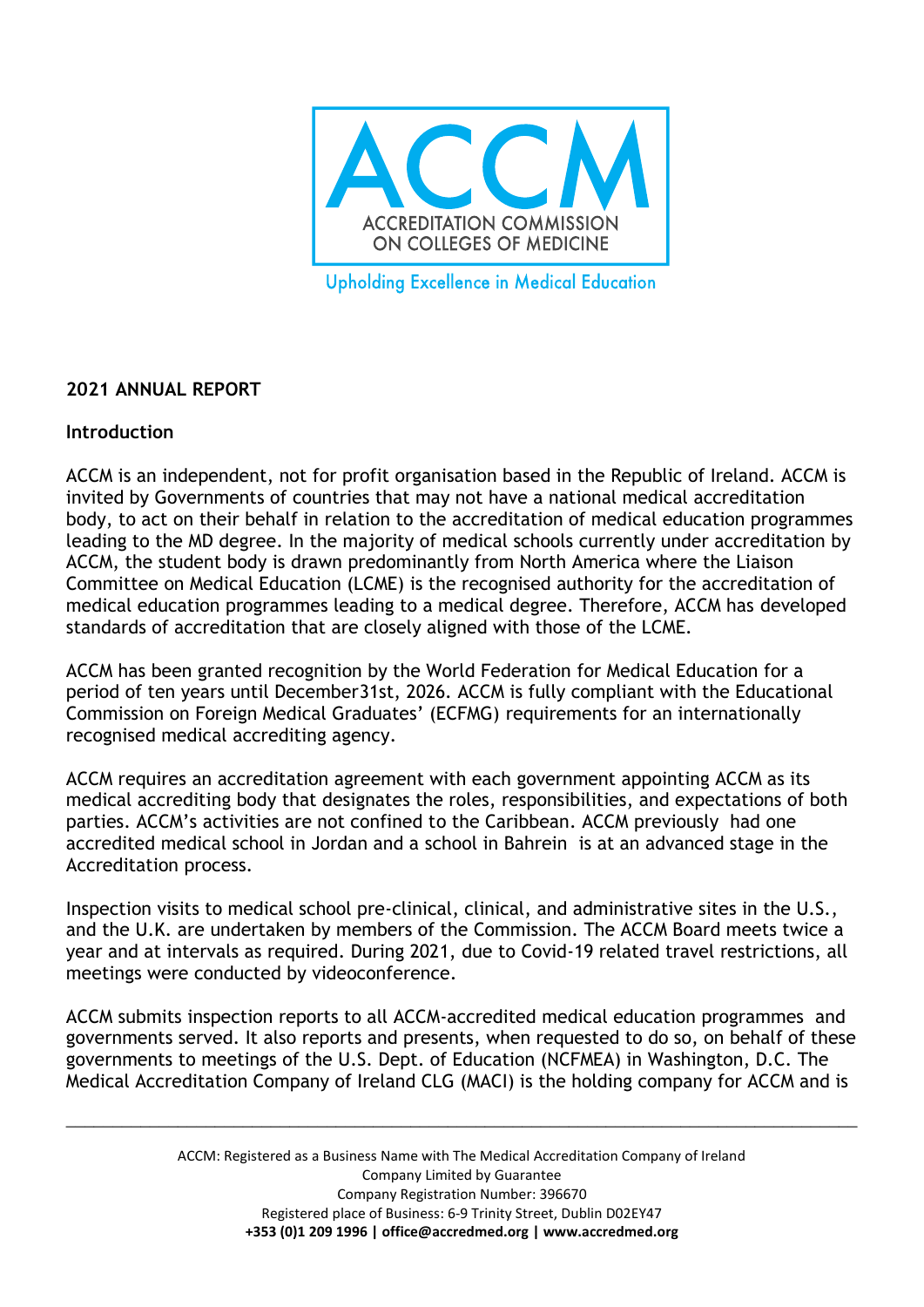ACCM
ACCREDITATION COMMISSION ON COLLEGES OF MEDICINE

Upholding Excellence in Medical Education

**2021 ANNUAL REPORT**

**Introduction**

ACCM is an independent, not for profit organisation based in the Republic of Ireland. ACCM is invited by Governments of countries that may not have a national medical accreditation body, to act on their behalf in relation to the accreditation of medical education programmes leading to the MD degree. In the majority of medical schools currently under accreditation by ACCM, the student body is drawn predominantly from North America where the Liaison Committee on Medical Education (LCME) is the recognised authority for the accreditation of medical education programmes leading to a medical degree. Therefore, ACCM has developed standards of accreditation that are closely aligned with those of the LCME.

ACCM has been granted recognition by the World Federation for Medical Education for a period of ten years until December31st, 2026. ACCM is fully compliant with the Educational Commission on Foreign Medical Graduates' (ECFMG) requirements for an internationally recognised medical accrediting agency.

ACCM requires an accreditation agreement with each government appointing ACCM as its medical accrediting body that designates the roles, responsibilities, and expectations of both parties. ACCM's activities are not confined to the Caribbean. ACCM previously had one accredited medical school in Jordan and a school in Bahrein is at an advanced stage in the Accreditation process.

Inspection visits to medical school pre-clinical, clinical, and administrative sites in the U.S., and the U.K. are undertaken by members of the Commission. The ACCM Board meets twice a year and at intervals as required. During 2021, due to Covid-19 related travel restrictions, all meetings were conducted by videoconference.

ACCM submits inspection reports to all ACCM-accredited medical education programmes and governments served. It also reports and presents, when requested to do so, on behalf of these governments to meetings of the U.S. Dept. of Education (NCFMEA) in Washington, D.C. The Medical Accreditation Company of Ireland CLG (MACI) is the holding company for ACCM and is

ACCM: Registered as a Business Name with The Medical Accreditation Company of Ireland Company Limited by Guarantee
Company Registration Number: 396670
Registered place of Business: 6-9 Trinity Street, Dublin D02EY47
**+353 (0)1 209 1996 | office@accredmed.org | www.accredmed.org**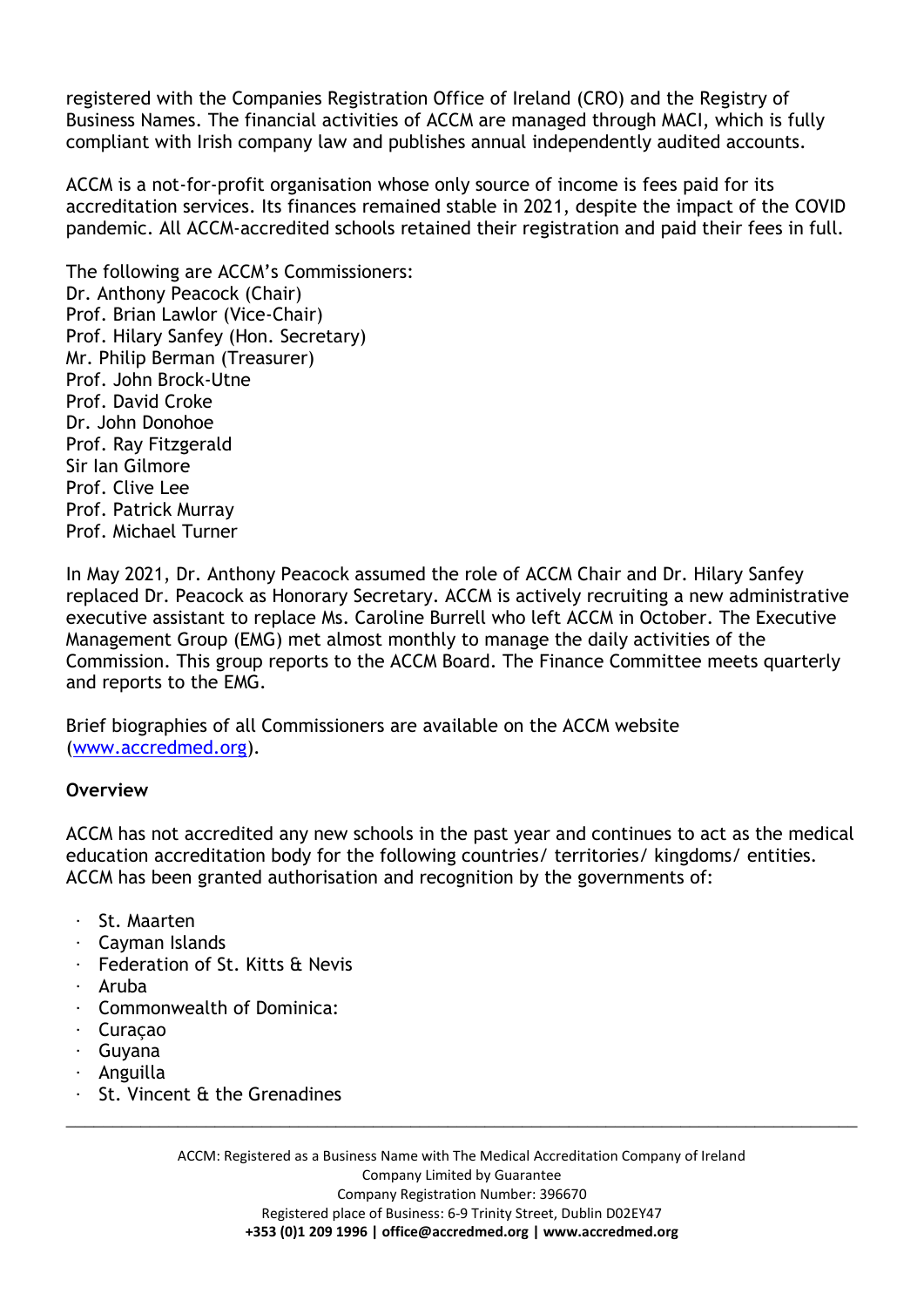registered with the Companies Registration Office of Ireland (CRO) and the Registry of Business Names. The financial activities of ACCM are managed through MACI, which is fully compliant with Irish company law and publishes annual independently audited accounts.

ACCM is a not-for-profit organisation whose only source of income is fees paid for its accreditation services. Its finances remained stable in 2021, despite the impact of the COVID pandemic. All ACCM-accredited schools retained their registration and paid their fees in full.

The following are ACCM's Commissioners:
Dr. Anthony Peacock (Chair)
Prof. Brian Lawlor (Vice-Chair)
Prof. Hilary Sanfey (Hon. Secretary)
Mr. Philip Berman (Treasurer)
Prof. John Brock-Utne
Prof. David Croke
Dr. John Donohoe
Prof. Ray Fitzgerald
Sir Ian Gilmore
Prof. Clive Lee
Prof. Patrick Murray
Prof. Michael Turner

In May 2021, Dr. Anthony Peacock assumed the role of ACCM Chair and Dr. Hilary Sanfey replaced Dr. Peacock as Honorary Secretary. ACCM is actively recruiting a new administrative executive assistant to replace Ms. Caroline Burrell who left ACCM in October. The Executive Management Group (EMG) met almost monthly to manage the daily activities of the Commission. This group reports to the ACCM Board. The Finance Committee meets quarterly and reports to the EMG.

Brief biographies of all Commissioners are available on the ACCM website (www.accredmed.org).

**Overview**

ACCM has not accredited any new schools in the past year and continues to act as the medical education accreditation body for the following countries/ territories/ kingdoms/ entities. ACCM has been granted authorisation and recognition by the governments of:

- St. Maarten
- Cayman Islands
- Federation of St. Kitts & Nevis
- Aruba
- Commonwealth of Dominica:
- Curaçao
- Guyana
- Anguilla
- St. Vincent & the Grenadines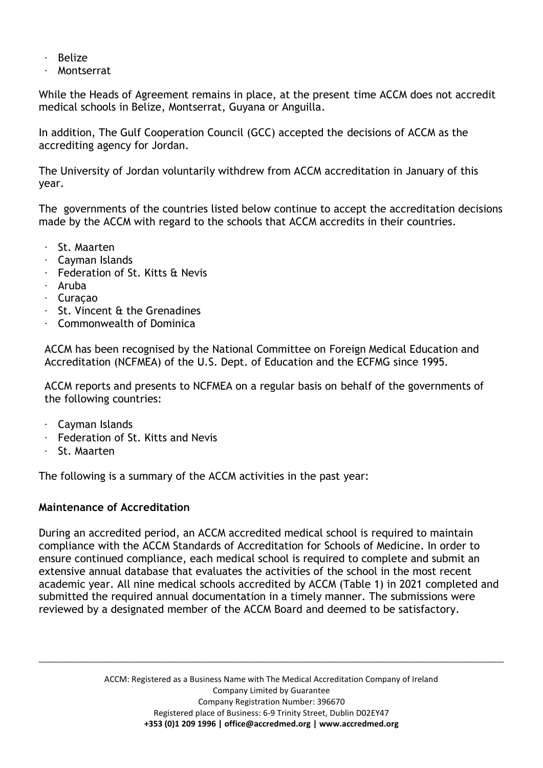- Belize
- Montserrat

While the Heads of Agreement remains in place, at the present time ACCM does not accredit medical schools in Belize, Montserrat, Guyana or Anguilla.

In addition, The Gulf Cooperation Council (GCC) accepted the decisions of ACCM as the accrediting agency for Jordan.

The University of Jordan voluntarily withdrew from ACCM accreditation in January of this year.

The governments of the countries listed below continue to accept the accreditation decisions made by the ACCM with regard to the schools that ACCM accredits in their countries.

- St. Maarten
- Cayman Islands
- Federation of St. Kitts & Nevis
- Aruba
- Curaçao
- St. Vincent & the Grenadines
- Commonwealth of Dominica

ACCM has been recognised by the National Committee on Foreign Medical Education and Accreditation (NCFMEA) of the U.S. Dept. of Education and the ECFMG since 1995.

ACCM reports and presents to NCFMEA on a regular basis on behalf of the governments of the following countries:

- Cayman Islands
- Federation of St. Kitts and Nevis
- St. Maarten

The following is a summary of the ACCM activities in the past year:

**Maintenance of Accreditation**

During an accredited period, an ACCM accredited medical school is required to maintain compliance with the ACCM Standards of Accreditation for Schools of Medicine. In order to ensure continued compliance, each medical school is required to complete and submit an extensive annual database that evaluates the activities of the school in the most recent academic year. All nine medical schools accredited by ACCM (Table 1) in 2021 completed and submitted the required annual documentation in a timely manner. The submissions were reviewed by a designated member of the ACCM Board and deemed to be satisfactory.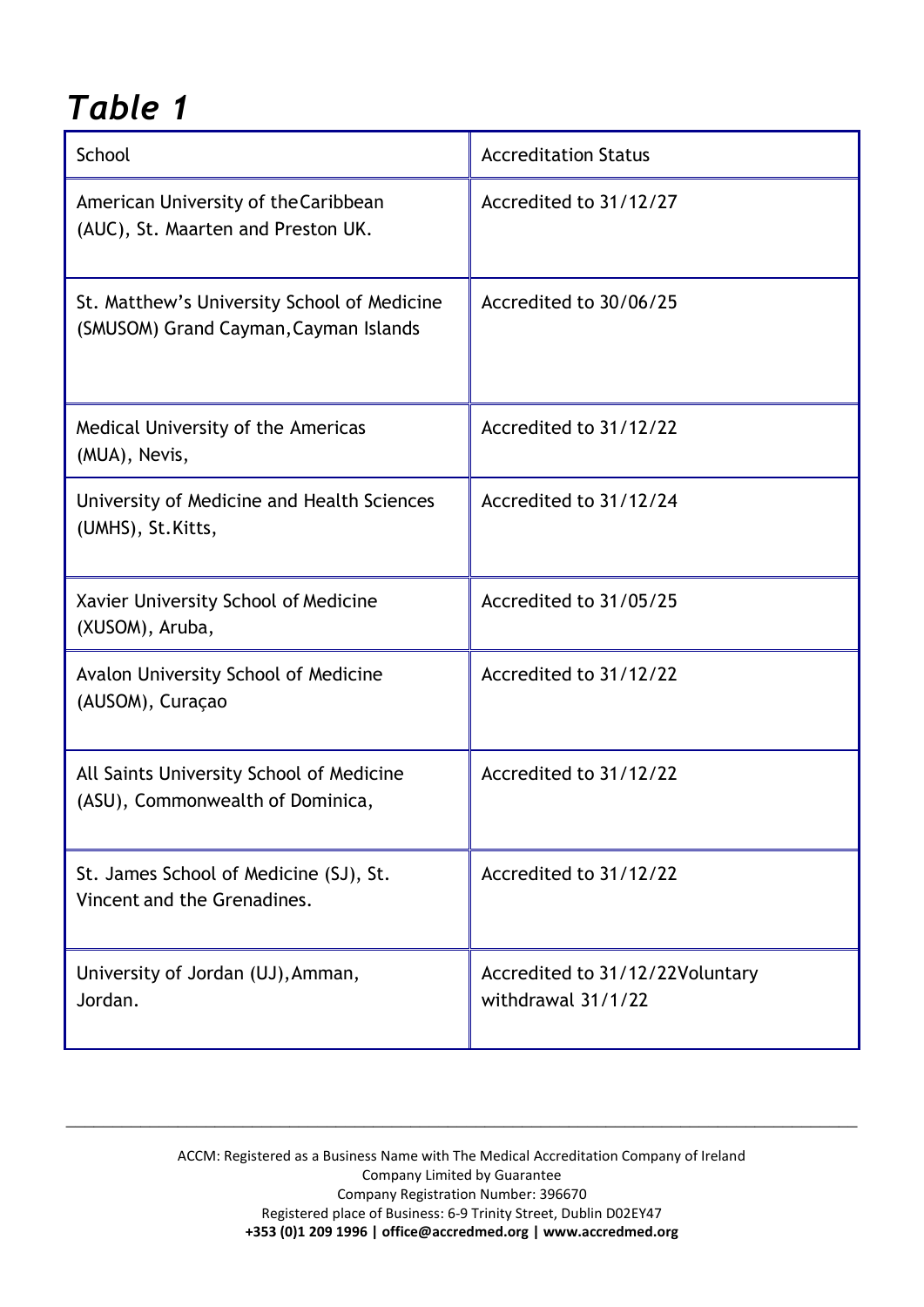## *Table 1*

| School | Accreditation Status |
|---|---|
| American University of the Caribbean (AUC), St. Maarten and Preston UK. | Accredited to 31/12/27 |
| St. Matthew's University School of Medicine (SMUSOM) Grand Cayman, Cayman Islands | Accredited to 30/06/25 |
| Medical University of the Americas (MUA), Nevis, | Accredited to 31/12/22 |
| University of Medicine and Health Sciences (UMHS), St. Kitts, | Accredited to 31/12/24 |
| Xavier University School of Medicine (XUSOM), Aruba, | Accredited to 31/05/25 |
| Avalon University School of Medicine (AUSOM), Curaçao | Accredited to 31/12/22 |
| All Saints University School of Medicine (ASU), Commonwealth of Dominica, | Accredited to 31/12/22 |
| St. James School of Medicine (SJ), St. Vincent and the Grenadines. | Accredited to 31/12/22 |
| University of Jordan (UJ), Amman, Jordan. | Accredited to 31/12/22Voluntary withdrawal 31/1/22 |

ACCM: Registered as a Business Name with The Medical Accreditation Company of Ireland
Company Limited by Guarantee
Company Registration Number: 396670
Registered place of Business: 6-9 Trinity Street, Dublin D02EY47
**+353 (0)1 209 1996 | office@accredmed.org | www.accredmed.org**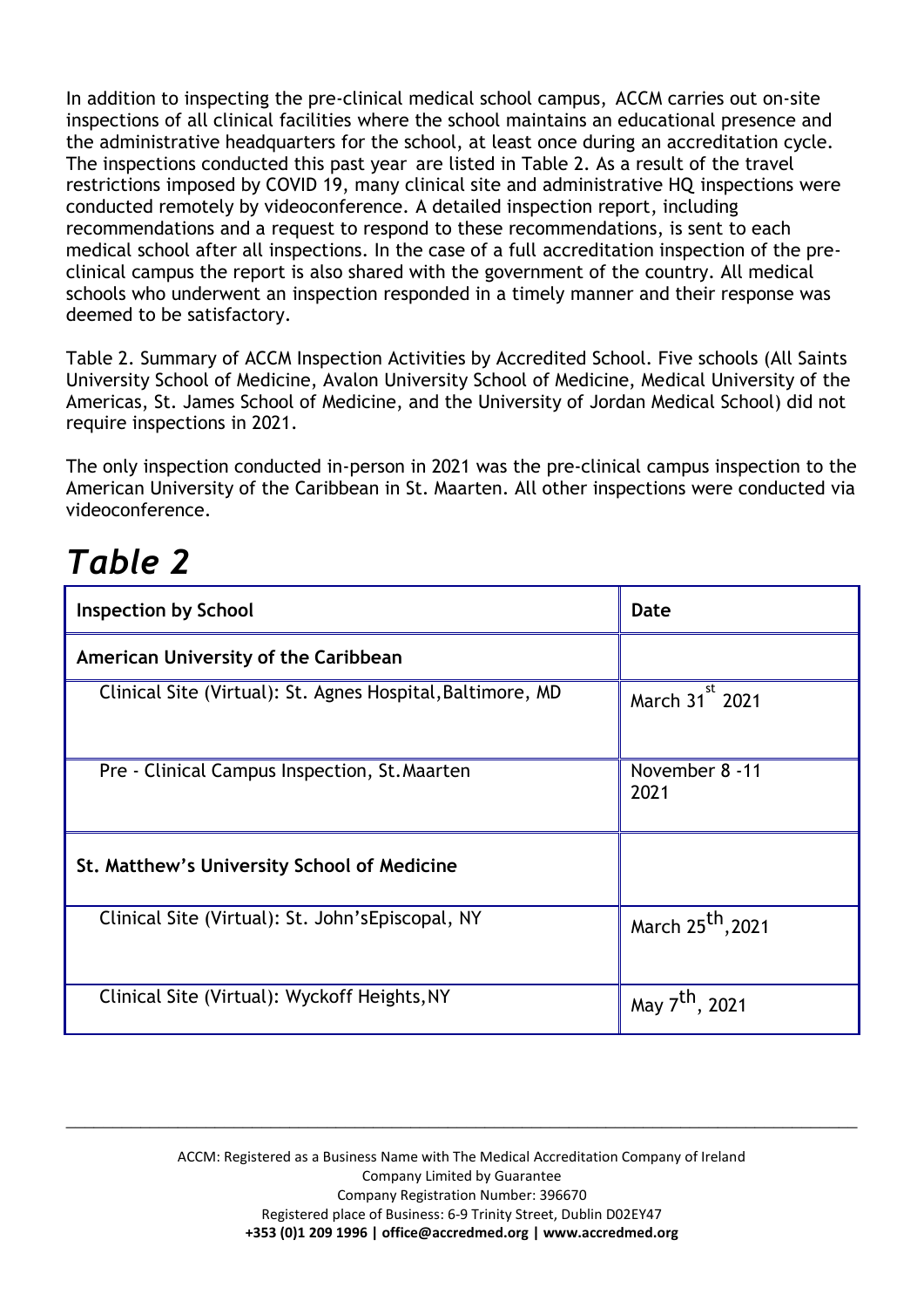In addition to inspecting the pre-clinical medical school campus, ACCM carries out on-site inspections of all clinical facilities where the school maintains an educational presence and the administrative headquarters for the school, at least once during an accreditation cycle. The inspections conducted this past year are listed in Table 2. As a result of the travel restrictions imposed by COVID 19, many clinical site and administrative HQ inspections were conducted remotely by videoconference. A detailed inspection report, including recommendations and a request to respond to these recommendations, is sent to each medical school after all inspections. In the case of a full accreditation inspection of the pre-clinical campus the report is also shared with the government of the country. All medical schools who underwent an inspection responded in a timely manner and their response was deemed to be satisfactory.

Table 2. Summary of ACCM Inspection Activities by Accredited School. Five schools (All Saints University School of Medicine, Avalon University School of Medicine, Medical University of the Americas, St. James School of Medicine, and the University of Jordan Medical School) did not require inspections in 2021.

The only inspection conducted in-person in 2021 was the pre-clinical campus inspection to the American University of the Caribbean in St. Maarten. All other inspections were conducted via videoconference.

# *Table 2*

| Inspection by School | Date |
|---|---|
| **American University of the Caribbean** | |
| Clinical Site (Virtual): St. Agnes Hospital, Baltimore, MD | March 31st 2021 |
| Pre - Clinical Campus Inspection, St. Maarten | November 8 -11 2021 |
| **St. Matthew's University School of Medicine** | |
| Clinical Site (Virtual): St. John's Episcopal, NY | March 25th, 2021 |
| Clinical Site (Virtual): Wyckoff Heights, NY | May 7th, 2021 |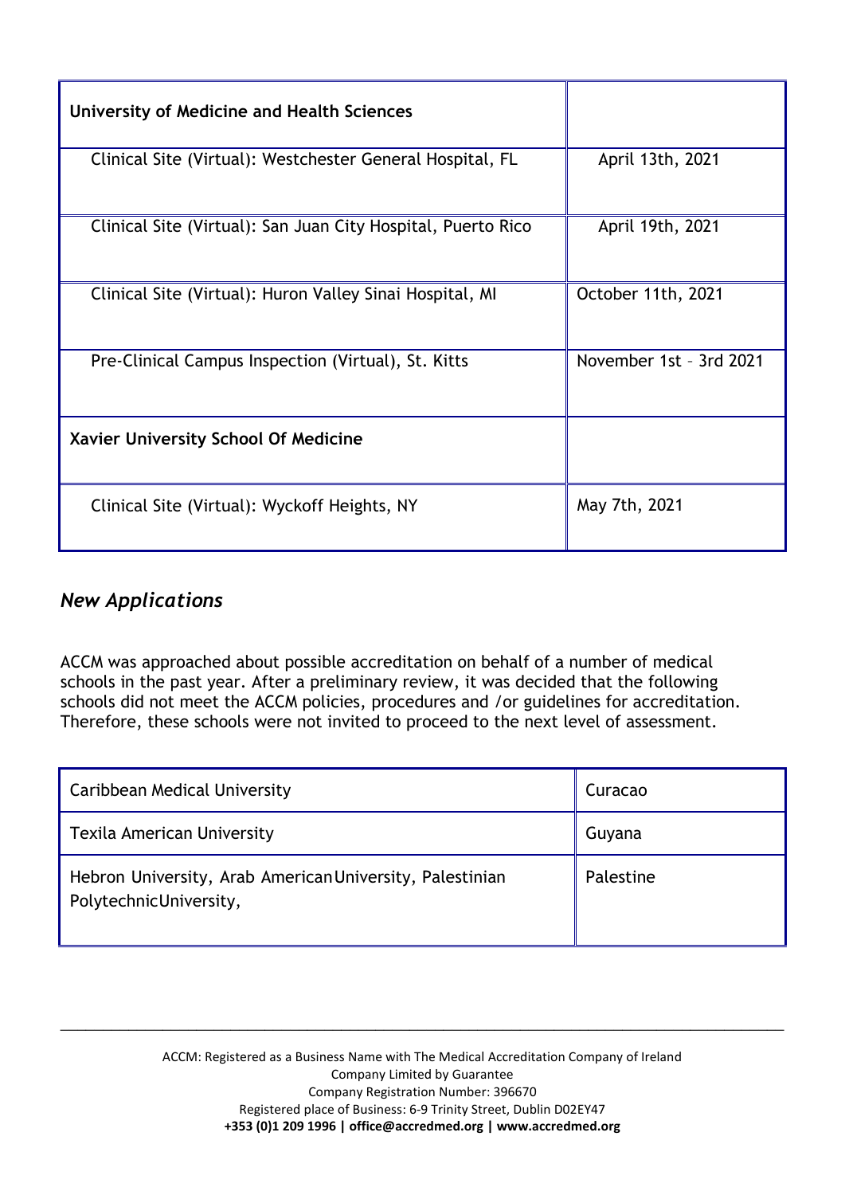| University of Medicine and Health Sciences | |
|---|---|
| Clinical Site (Virtual): Westchester General Hospital, FL | April 13th, 2021 |
| Clinical Site (Virtual): San Juan City Hospital, Puerto Rico | April 19th, 2021 |
| Clinical Site (Virtual): Huron Valley Sinai Hospital, MI | October 11th, 2021 |
| Pre-Clinical Campus Inspection (Virtual), St. Kitts | November 1st – 3rd 2021 |
| **Xavier University School Of Medicine** | |
| Clinical Site (Virtual): Wyckoff Heights, NY | May 7th, 2021 |

## *New Applications*

ACCM was approached about possible accreditation on behalf of a number of medical schools in the past year. After a preliminary review, it was decided that the following schools did not meet the ACCM policies, procedures and /or guidelines for accreditation. Therefore, these schools were not invited to proceed to the next level of assessment.

| Caribbean Medical University | Curacao |
|---|---|
| Texila American University | Guyana |
| Hebron University, Arab American University, Palestinian Polytechnic University, | Palestine |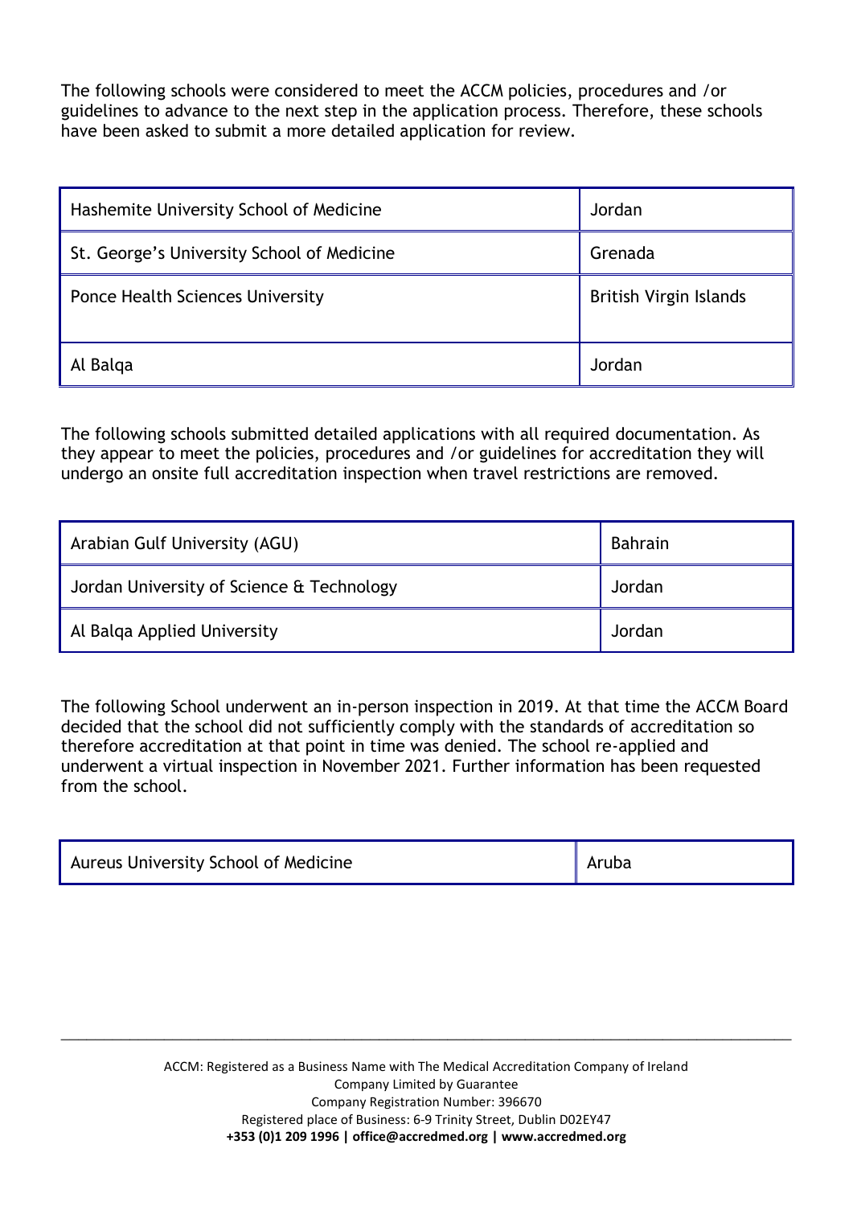The following schools were considered to meet the ACCM policies, procedures and /or guidelines to advance to the next step in the application process. Therefore, these schools have been asked to submit a more detailed application for review.

| | |
|---|---|
| Hashemite University School of Medicine | Jordan |
| St. George's University School of Medicine | Grenada |
| Ponce Health Sciences University | British Virgin Islands |
| Al Balqa | Jordan |

The following schools submitted detailed applications with all required documentation. As they appear to meet the policies, procedures and /or guidelines for accreditation they will undergo an onsite full accreditation inspection when travel restrictions are removed.

| | |
|---|---|
| Arabian Gulf University (AGU) | Bahrain |
| Jordan University of Science & Technology | Jordan |
| Al Balqa Applied University | Jordan |

The following School underwent an in-person inspection in 2019. At that time the ACCM Board decided that the school did not sufficiently comply with the standards of accreditation so therefore accreditation at that point in time was denied. The school re-applied and underwent a virtual inspection in November 2021. Further information has been requested from the school.

| | |
|---|---|
| Aureus University School of Medicine | Aruba |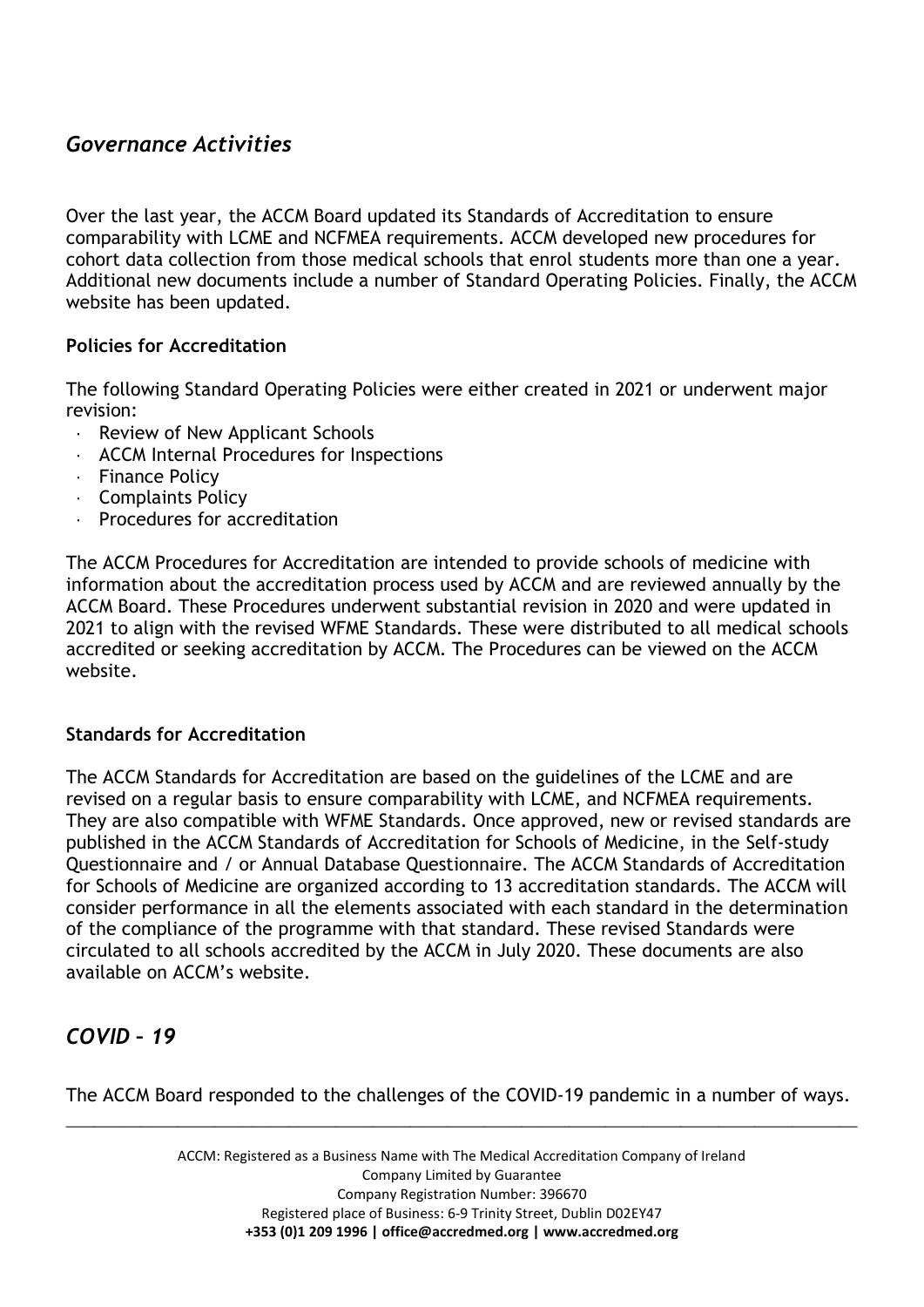## *Governance Activities*

Over the last year, the ACCM Board updated its Standards of Accreditation to ensure comparability with LCME and NCFMEA requirements. ACCM developed new procedures for cohort data collection from those medical schools that enrol students more than one a year. Additional new documents include a number of Standard Operating Policies. Finally, the ACCM website has been updated.

**Policies for Accreditation**

The following Standard Operating Policies were either created in 2021 or underwent major revision:

- Review of New Applicant Schools
- ACCM Internal Procedures for Inspections
- Finance Policy
- Complaints Policy
- Procedures for accreditation

The ACCM Procedures for Accreditation are intended to provide schools of medicine with information about the accreditation process used by ACCM and are reviewed annually by the ACCM Board. These Procedures underwent substantial revision in 2020 and were updated in 2021 to align with the revised WFME Standards. These were distributed to all medical schools accredited or seeking accreditation by ACCM. The Procedures can be viewed on the ACCM website.

**Standards for Accreditation**

The ACCM Standards for Accreditation are based on the guidelines of the LCME and are revised on a regular basis to ensure comparability with LCME, and NCFMEA requirements. They are also compatible with WFME Standards. Once approved, new or revised standards are published in the ACCM Standards of Accreditation for Schools of Medicine, in the Self-study Questionnaire and / or Annual Database Questionnaire. The ACCM Standards of Accreditation for Schools of Medicine are organized according to 13 accreditation standards. The ACCM will consider performance in all the elements associated with each standard in the determination of the compliance of the programme with that standard. These revised Standards were circulated to all schools accredited by the ACCM in July 2020. These documents are also available on ACCM's website.

## *COVID – 19*

The ACCM Board responded to the challenges of the COVID-19 pandemic in a number of ways.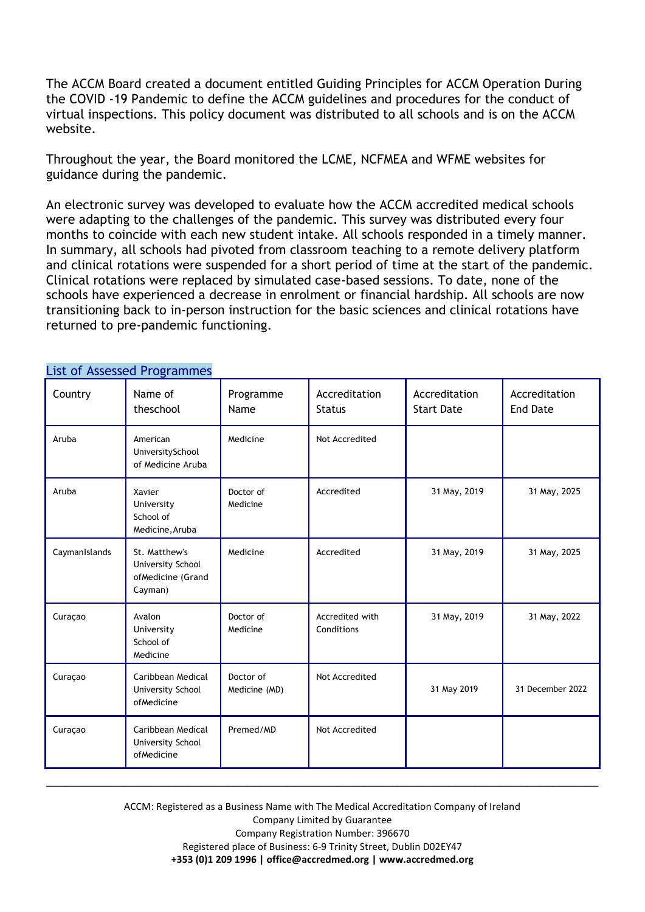The ACCM Board created a document entitled Guiding Principles for ACCM Operation During the COVID -19 Pandemic to define the ACCM guidelines and procedures for the conduct of virtual inspections. This policy document was distributed to all schools and is on the ACCM website.

Throughout the year, the Board monitored the LCME, NCFMEA and WFME websites for guidance during the pandemic.

An electronic survey was developed to evaluate how the ACCM accredited medical schools were adapting to the challenges of the pandemic. This survey was distributed every four months to coincide with each new student intake. All schools responded in a timely manner. In summary, all schools had pivoted from classroom teaching to a remote delivery platform and clinical rotations were suspended for a short period of time at the start of the pandemic. Clinical rotations were replaced by simulated case-based sessions. To date, none of the schools have experienced a decrease in enrolment or financial hardship. All schools are now transitioning back to in-person instruction for the basic sciences and clinical rotations have returned to pre-pandemic functioning.

## List of Assessed Programmes

| Country | Name of theschool | Programme Name | Accreditation Status | Accreditation Start Date | Accreditation End Date |
|---|---|---|---|---|---|
| Aruba | American UniversitySchool of Medicine Aruba | Medicine | Not Accredited | | |
| Aruba | Xavier University School of Medicine,Aruba | Doctor of Medicine | Accredited | 31 May, 2019 | 31 May, 2025 |
| CaymanIslands | St. Matthew's University School ofMedicine (Grand Cayman) | Medicine | Accredited | 31 May, 2019 | 31 May, 2025 |
| Curaçao | Avalon University School of Medicine | Doctor of Medicine | Accredited with Conditions | 31 May, 2019 | 31 May, 2022 |
| Curaçao | Caribbean Medical University School ofMedicine | Doctor of Medicine (MD) | Not Accredited | 31 May 2019 | 31 December 2022 |
| Curaçao | Caribbean Medical University School ofMedicine | Premed/MD | Not Accredited | | |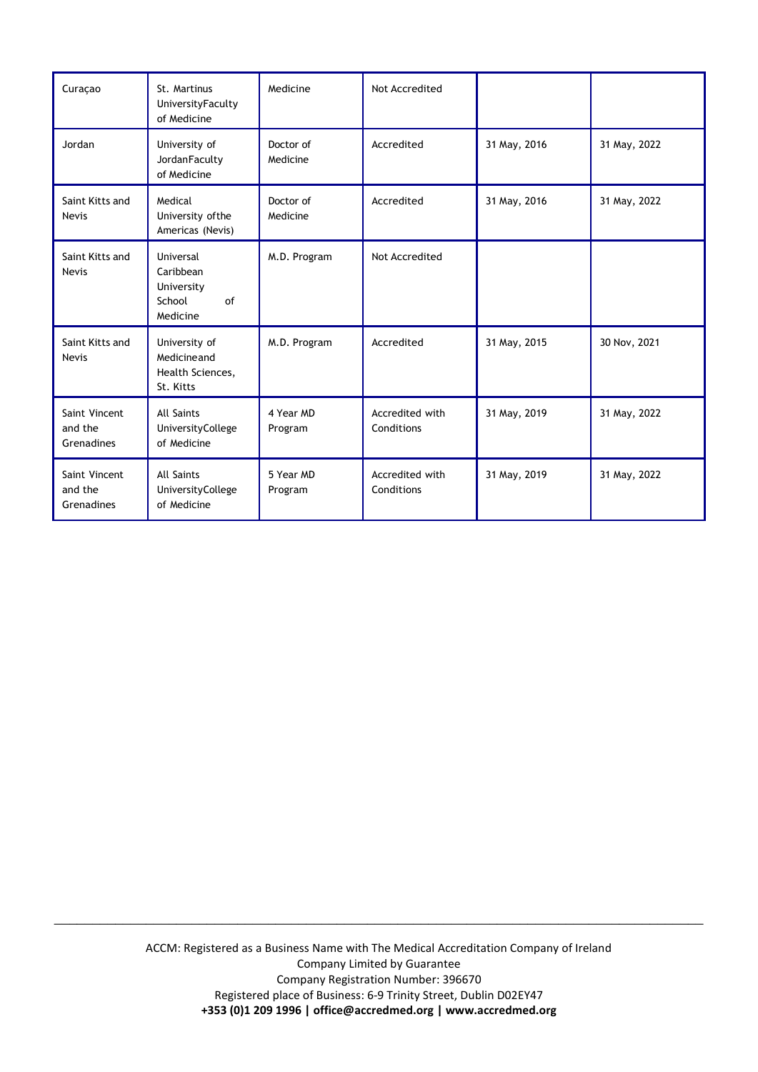| | | | | | |
|---|---|---|---|---|---|
| Curaçao | St. Martinus UniversityFaculty of Medicine | Medicine | Not Accredited | | |
| Jordan | University of JordanFaculty of Medicine | Doctor of Medicine | Accredited | 31 May, 2016 | 31 May, 2022 |
| Saint Kitts and Nevis | Medical University ofthe Americas (Nevis) | Doctor of Medicine | Accredited | 31 May, 2016 | 31 May, 2022 |
| Saint Kitts and Nevis | Universal Caribbean University School of Medicine | M.D. Program | Not Accredited | | |
| Saint Kitts and Nevis | University of Medicineand Health Sciences, St. Kitts | M.D. Program | Accredited | 31 May, 2015 | 30 Nov, 2021 |
| Saint Vincent and the Grenadines | All Saints UniversityCollege of Medicine | 4 Year MD Program | Accredited with Conditions | 31 May, 2019 | 31 May, 2022 |
| Saint Vincent and the Grenadines | All Saints UniversityCollege of Medicine | 5 Year MD Program | Accredited with Conditions | 31 May, 2019 | 31 May, 2022 |

ACCM: Registered as a Business Name with The Medical Accreditation Company of Ireland
Company Limited by Guarantee
Company Registration Number: 396670
Registered place of Business: 6-9 Trinity Street, Dublin D02EY47
**+353 (0)1 209 1996 | office@accredmed.org | www.accredmed.org**